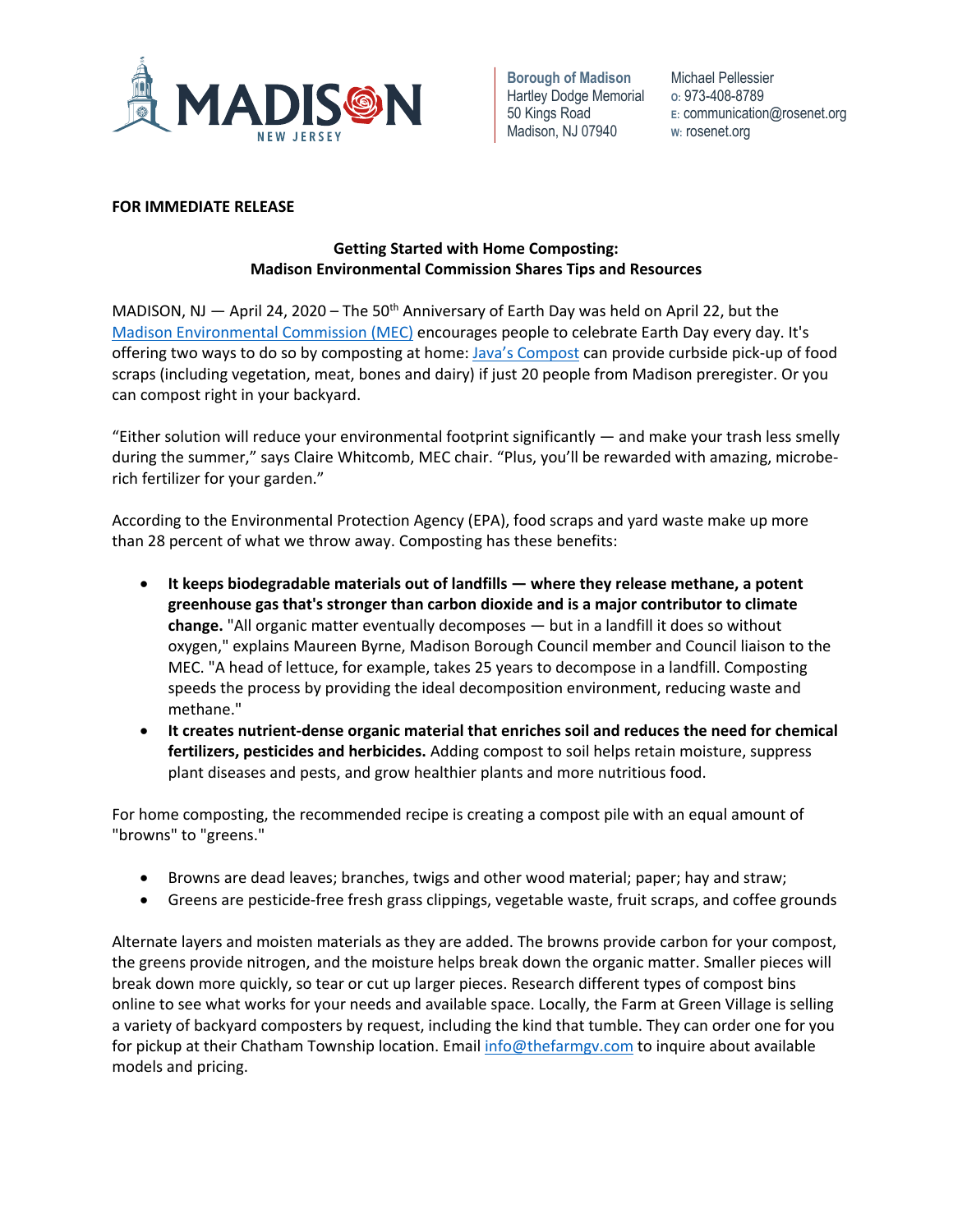Borough of Madison
Hartley Dodge Memorial
50 Kings Road
Madison, NJ 07940

Michael Pellessier
O: 973-408-8789
E: communication@rosenet.org
W: rosenet.org

**FOR IMMEDIATE RELEASE**

**Getting Started with Home Composting:**
**Madison Environmental Commission Shares Tips and Resources**

MADISON, NJ — April 24, 2020 – The 50th Anniversary of Earth Day was held on April 22, but the Madison Environmental Commission (MEC) encourages people to celebrate Earth Day every day. It's offering two ways to do so by composting at home: Java's Compost can provide curbside pick-up of food scraps (including vegetation, meat, bones and dairy) if just 20 people from Madison preregister. Or you can compost right in your backyard.

"Either solution will reduce your environmental footprint significantly — and make your trash less smelly during the summer," says Claire Whitcomb, MEC chair. "Plus, you'll be rewarded with amazing, microbe-rich fertilizer for your garden."

According to the Environmental Protection Agency (EPA), food scraps and yard waste make up more than 28 percent of what we throw away. Composting has these benefits:

- **It keeps biodegradable materials out of landfills — where they release methane, a potent greenhouse gas that's stronger than carbon dioxide and is a major contributor to climate change.** "All organic matter eventually decomposes — but in a landfill it does so without oxygen," explains Maureen Byrne, Madison Borough Council member and Council liaison to the MEC. "A head of lettuce, for example, takes 25 years to decompose in a landfill. Composting speeds the process by providing the ideal decomposition environment, reducing waste and methane."
- **It creates nutrient-dense organic material that enriches soil and reduces the need for chemical fertilizers, pesticides and herbicides.** Adding compost to soil helps retain moisture, suppress plant diseases and pests, and grow healthier plants and more nutritious food.

For home composting, the recommended recipe is creating a compost pile with an equal amount of "browns" to "greens."

- Browns are dead leaves; branches, twigs and other wood material; paper; hay and straw;
- Greens are pesticide-free fresh grass clippings, vegetable waste, fruit scraps, and coffee grounds

Alternate layers and moisten materials as they are added. The browns provide carbon for your compost, the greens provide nitrogen, and the moisture helps break down the organic matter. Smaller pieces will break down more quickly, so tear or cut up larger pieces. Research different types of compost bins online to see what works for your needs and available space. Locally, the Farm at Green Village is selling a variety of backyard composters by request, including the kind that tumble. They can order one for you for pickup at their Chatham Township location. Email info@thefarmgv.com to inquire about available models and pricing.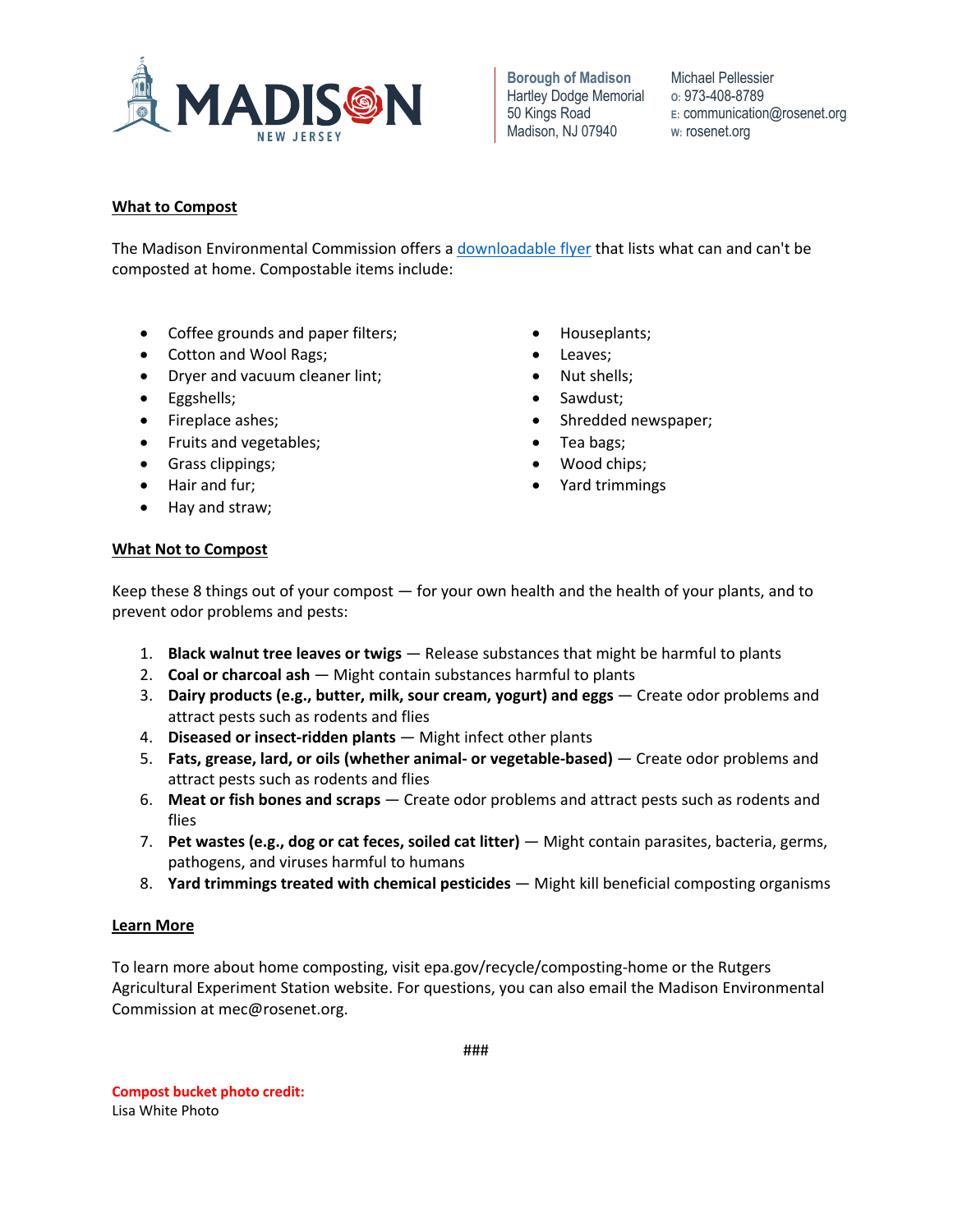Borough of Madison
Hartley Dodge Memorial
50 Kings Road
Madison, NJ 07940

Michael Pellessier
O: 973-408-8789
E: communication@rosenet.org
W: rosenet.org

**What to Compost**

The Madison Environmental Commission offers a downloadable flyer that lists what can and can't be composted at home. Compostable items include:

- Coffee grounds and paper filters;
- Cotton and Wool Rags;
- Dryer and vacuum cleaner lint;
- Eggshells;
- Fireplace ashes;
- Fruits and vegetables;
- Grass clippings;
- Hair and fur;
- Hay and straw;
- Houseplants;
- Leaves;
- Nut shells;
- Sawdust;
- Shredded newspaper;
- Tea bags;
- Wood chips;
- Yard trimmings

**What Not to Compost**

Keep these 8 things out of your compost — for your own health and the health of your plants, and to prevent odor problems and pests:

1. **Black walnut tree leaves or twigs** — Release substances that might be harmful to plants
2. **Coal or charcoal ash** — Might contain substances harmful to plants
3. **Dairy products (e.g., butter, milk, sour cream, yogurt) and eggs** — Create odor problems and attract pests such as rodents and flies
4. **Diseased or insect-ridden plants** — Might infect other plants
5. **Fats, grease, lard, or oils (whether animal- or vegetable-based)** — Create odor problems and attract pests such as rodents and flies
6. **Meat or fish bones and scraps** — Create odor problems and attract pests such as rodents and flies
7. **Pet wastes (e.g., dog or cat feces, soiled cat litter)** — Might contain parasites, bacteria, germs, pathogens, and viruses harmful to humans
8. **Yard trimmings treated with chemical pesticides** — Might kill beneficial composting organisms

**Learn More**

To learn more about home composting, visit epa.gov/recycle/composting-home or the Rutgers Agricultural Experiment Station website. For questions, you can also email the Madison Environmental Commission at mec@rosenet.org.

###

**Compost bucket photo credit:**
Lisa White Photo